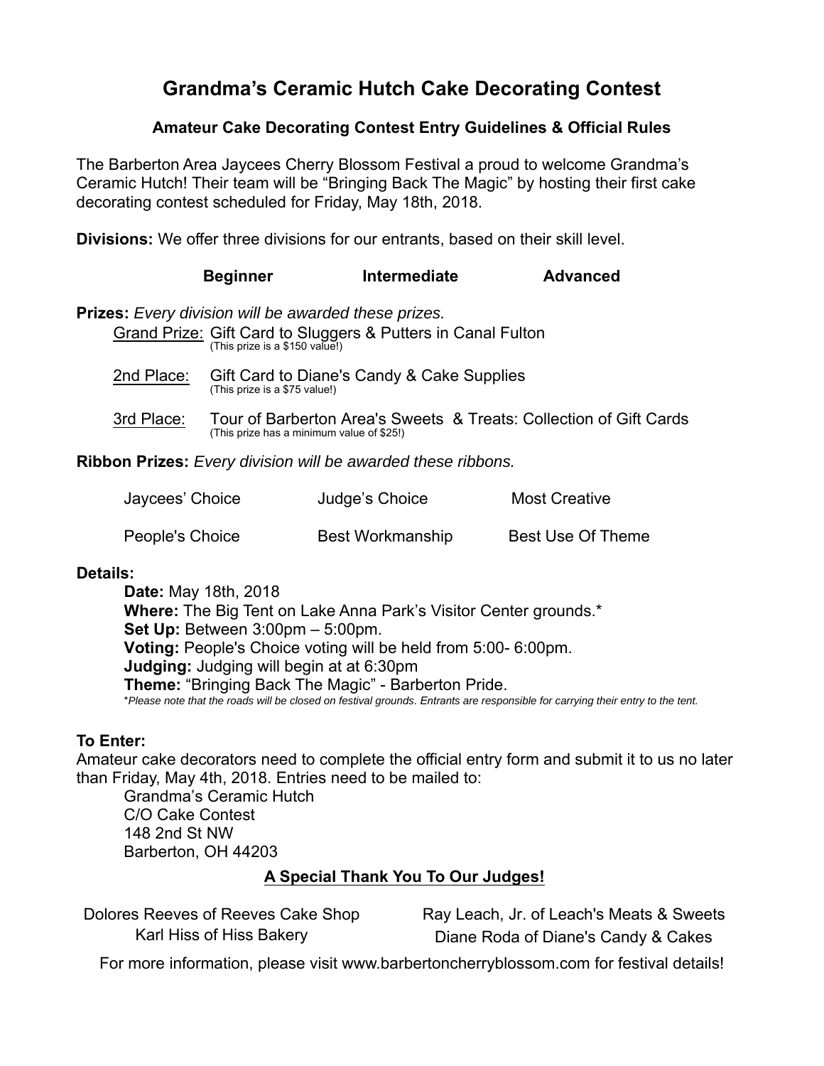# Grandma's Ceramic Hutch Cake Decorating Contest

### Amateur Cake Decorating Contest Entry Guidelines & Official Rules

The Barberton Area Jaycees Cherry Blossom Festival a proud to welcome Grandma's Ceramic Hutch! Their team will be "Bringing Back The Magic" by hosting their first cake decorating contest scheduled for Friday, May 18th, 2018.

**Divisions:** We offer three divisions for our entrants, based on their skill level.

| **Beginner** | **Intermediate** | **Advanced** |
|---|---|---|

**Prizes:** *Every division will be awarded these prizes.*

- Grand Prize: Gift Card to Sluggers & Putters in Canal Fulton
  (This prize is a $150 value!)
- 2nd Place: Gift Card to Diane's Candy & Cake Supplies
  (This prize is a $75 value!)
- 3rd Place: Tour of Barberton Area's Sweets & Treats: Collection of Gift Cards
  (This prize has a minimum value of $25!)

**Ribbon Prizes:** *Every division will be awarded these ribbons.*

| | | |
|---|---|---|
| Jaycees' Choice | Judge's Choice | Most Creative |
| People's Choice | Best Workmanship | Best Use Of Theme |

**Details:**

**Date:** May 18th, 2018
**Where:** The Big Tent on Lake Anna Park's Visitor Center grounds.*
**Set Up:** Between 3:00pm – 5:00pm.
**Voting:** People's Choice voting will be held from 5:00- 6:00pm.
**Judging:** Judging will begin at at 6:30pm
**Theme:** "Bringing Back The Magic" - Barberton Pride.
*\*Please note that the roads will be closed on festival grounds. Entrants are responsible for carrying their entry to the tent.*

**To Enter:**
Amateur cake decorators need to complete the official entry form and submit it to us no later than Friday, May 4th, 2018. Entries need to be mailed to:

Grandma's Ceramic Hutch
C/O Cake Contest
148 2nd St NW
Barberton, OH 44203

**A Special Thank You To Our Judges!**

Dolores Reeves of Reeves Cake Shop
Karl Hiss of Hiss Bakery
Ray Leach, Jr. of Leach's Meats & Sweets
Diane Roda of Diane's Candy & Cakes

For more information, please visit www.barbertoncherryblossom.com for festival details!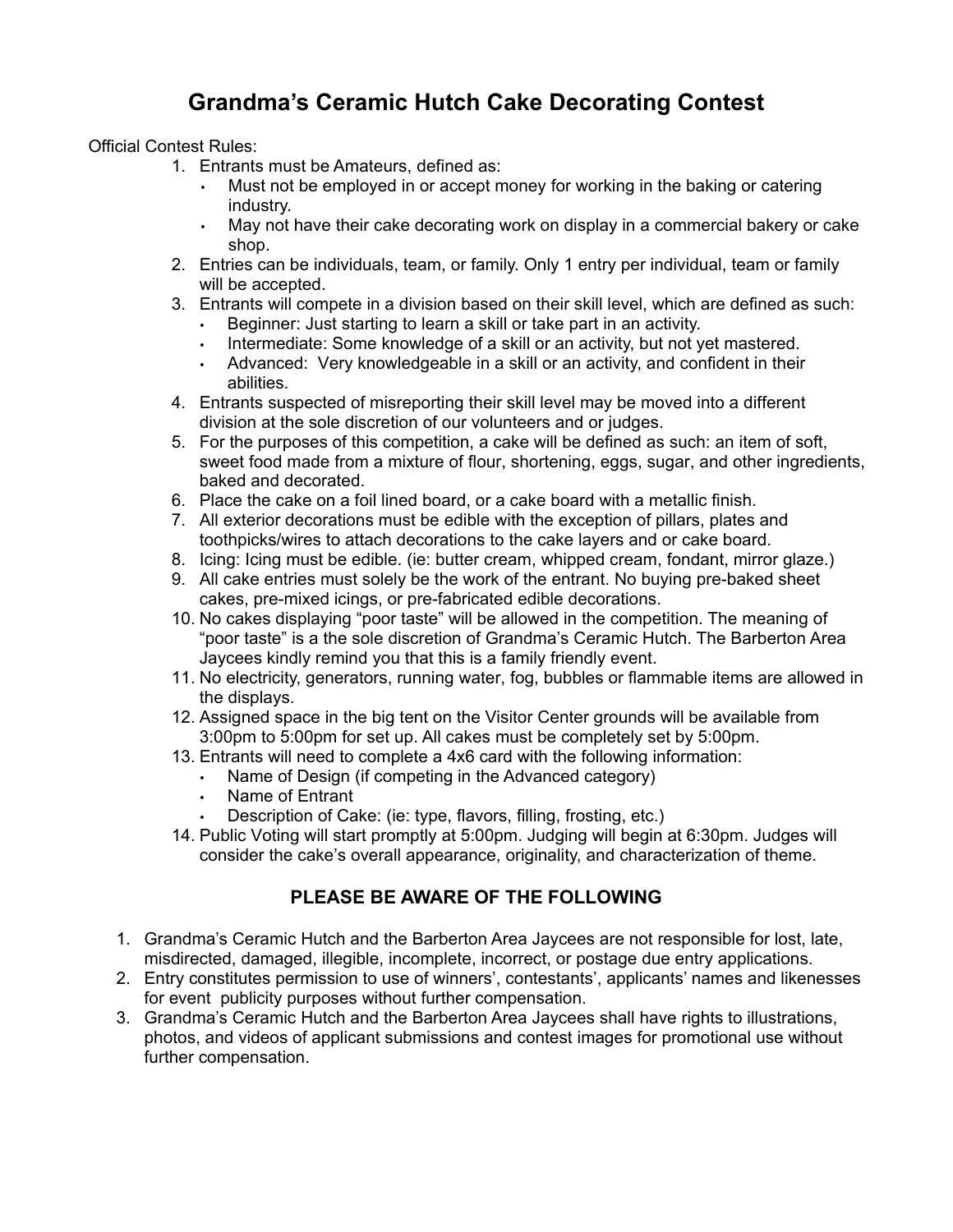# Grandma's Ceramic Hutch Cake Decorating Contest

Official Contest Rules:

1. Entrants must be Amateurs, defined as:
   - Must not be employed in or accept money for working in the baking or catering industry.
   - May not have their cake decorating work on display in a commercial bakery or cake shop.
2. Entries can be individuals, team, or family. Only 1 entry per individual, team or family will be accepted.
3. Entrants will compete in a division based on their skill level, which are defined as such:
   - Beginner: Just starting to learn a skill or take part in an activity.
   - Intermediate: Some knowledge of a skill or an activity, but not yet mastered.
   - Advanced: Very knowledgeable in a skill or an activity, and confident in their abilities.
4. Entrants suspected of misreporting their skill level may be moved into a different division at the sole discretion of our volunteers and or judges.
5. For the purposes of this competition, a cake will be defined as such: an item of soft, sweet food made from a mixture of flour, shortening, eggs, sugar, and other ingredients, baked and decorated.
6. Place the cake on a foil lined board, or a cake board with a metallic finish.
7. All exterior decorations must be edible with the exception of pillars, plates and toothpicks/wires to attach decorations to the cake layers and or cake board.
8. Icing: Icing must be edible. (ie: butter cream, whipped cream, fondant, mirror glaze.)
9. All cake entries must solely be the work of the entrant. No buying pre-baked sheet cakes, pre-mixed icings, or pre-fabricated edible decorations.
10. No cakes displaying "poor taste" will be allowed in the competition. The meaning of "poor taste" is a the sole discretion of Grandma's Ceramic Hutch. The Barberton Area Jaycees kindly remind you that this is a family friendly event.
11. No electricity, generators, running water, fog, bubbles or flammable items are allowed in the displays.
12. Assigned space in the big tent on the Visitor Center grounds will be available from 3:00pm to 5:00pm for set up. All cakes must be completely set by 5:00pm.
13. Entrants will need to complete a 4x6 card with the following information:
    - Name of Design (if competing in the Advanced category)
    - Name of Entrant
    - Description of Cake: (ie: type, flavors, filling, frosting, etc.)
14. Public Voting will start promptly at 5:00pm. Judging will begin at 6:30pm. Judges will consider the cake's overall appearance, originality, and characterization of theme.

## PLEASE BE AWARE OF THE FOLLOWING

1. Grandma's Ceramic Hutch and the Barberton Area Jaycees are not responsible for lost, late, misdirected, damaged, illegible, incomplete, incorrect, or postage due entry applications.
2. Entry constitutes permission to use of winners', contestants', applicants' names and likenesses for event publicity purposes without further compensation.
3. Grandma's Ceramic Hutch and the Barberton Area Jaycees shall have rights to illustrations, photos, and videos of applicant submissions and contest images for promotional use without further compensation.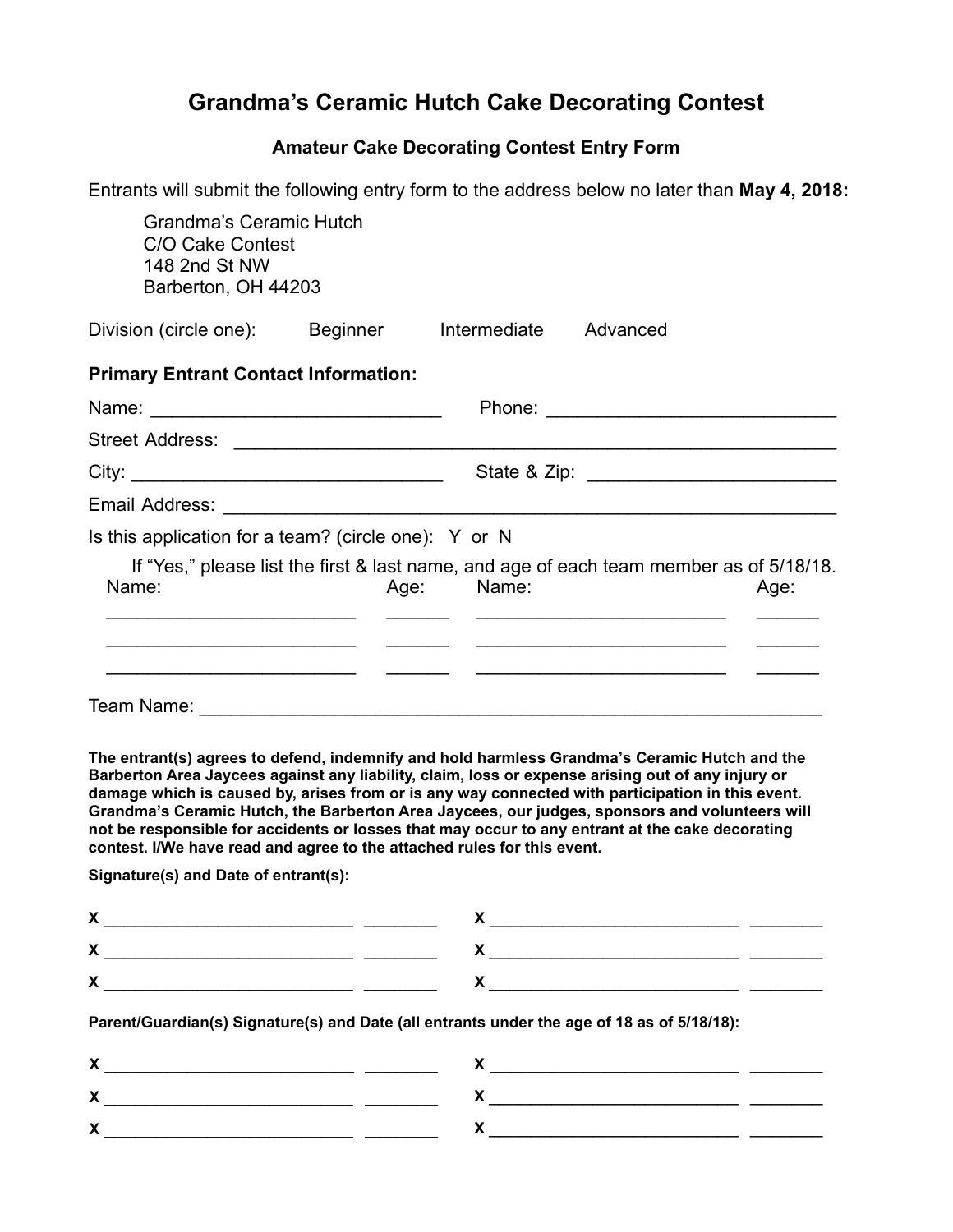# Grandma's Ceramic Hutch Cake Decorating Contest

## Amateur Cake Decorating Contest Entry Form

Entrants will submit the following entry form to the address below no later than **May 4, 2018:**

Grandma's Ceramic Hutch
C/O Cake Contest
148 2nd St NW
Barberton, OH 44203

Division (circle one): Beginner Intermediate Advanced

**Primary Entrant Contact Information:**

Name: ____________________________ Phone: ____________________________

Street Address: ____________________________________________________________

City: ______________________________ State & Zip: ________________________

Email Address: _____________________________________________________________

Is this application for a team? (circle one): Y or N

If "Yes," please list the first & last name, and age of each team member as of 5/18/18.

| Name: | Age: | Name: | Age: |
|---|---|---|---|
| ________________________ | ______ | ________________________ | ______ |
| ________________________ | ______ | ________________________ | ______ |
| ________________________ | ______ | ________________________ | ______ |

Team Name: ____________________________________________________________

**The entrant(s) agrees to defend, indemnify and hold harmless Grandma's Ceramic Hutch and the Barberton Area Jaycees against any liability, claim, loss or expense arising out of any injury or damage which is caused by, arises from or is any way connected with participation in this event. Grandma's Ceramic Hutch, the Barberton Area Jaycees, our judges, sponsors and volunteers will not be responsible for accidents or losses that may occur to any entrant at the cake decorating contest. I/We have read and agree to the attached rules for this event.**

**Signature(s) and Date of entrant(s):**

**X** __________________________ ________ **X** __________________________ ________

**X** __________________________ ________ **X** __________________________ ________

**X** __________________________ ________ **X** __________________________ ________

**Parent/Guardian(s) Signature(s) and Date (all entrants under the age of 18 as of 5/18/18):**

**X** __________________________ ________ **X** __________________________ ________

**X** __________________________ ________ **X** __________________________ ________

**X** __________________________ ________ **X** __________________________ ________